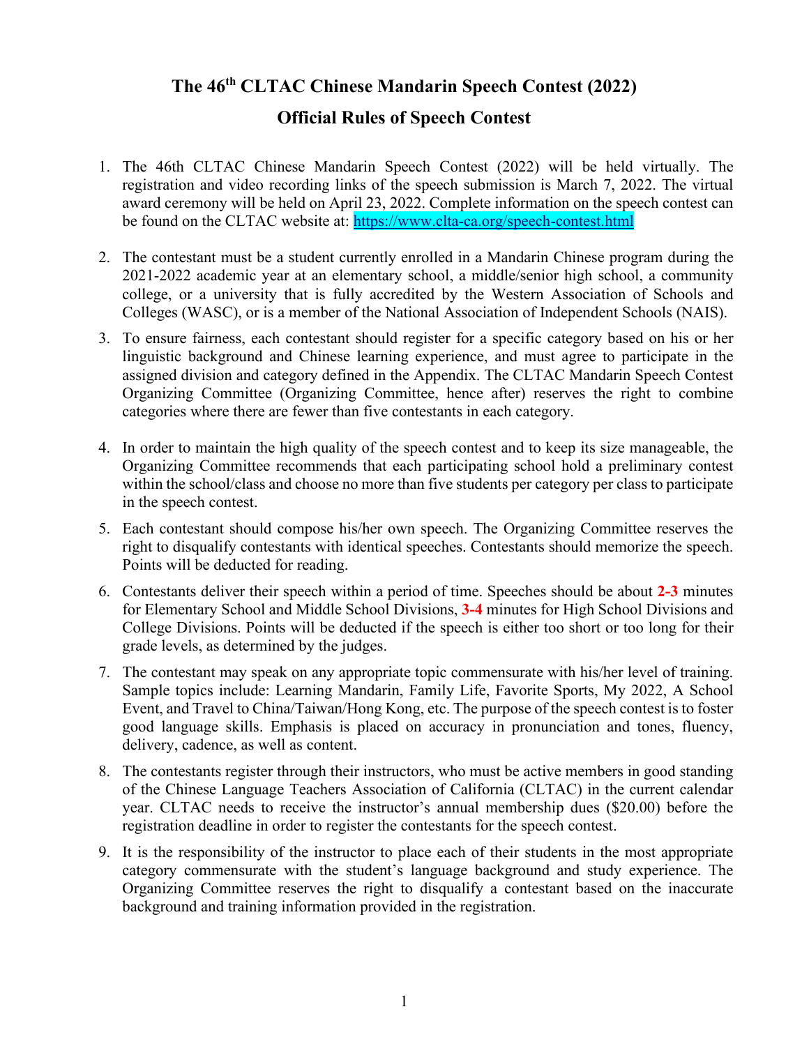# The 46th CLTAC Chinese Mandarin Speech Contest (2022)

## Official Rules of Speech Contest

1. The 46th CLTAC Chinese Mandarin Speech Contest (2022) will be held virtually. The registration and video recording links of the speech submission is March 7, 2022. The virtual award ceremony will be held on April 23, 2022. Complete information on the speech contest can be found on the CLTAC website at: https://www.clta-ca.org/speech-contest.html

2. The contestant must be a student currently enrolled in a Mandarin Chinese program during the 2021-2022 academic year at an elementary school, a middle/senior high school, a community college, or a university that is fully accredited by the Western Association of Schools and Colleges (WASC), or is a member of the National Association of Independent Schools (NAIS).

3. To ensure fairness, each contestant should register for a specific category based on his or her linguistic background and Chinese learning experience, and must agree to participate in the assigned division and category defined in the Appendix. The CLTAC Mandarin Speech Contest Organizing Committee (Organizing Committee, hence after) reserves the right to combine categories where there are fewer than five contestants in each category.

4. In order to maintain the high quality of the speech contest and to keep its size manageable, the Organizing Committee recommends that each participating school hold a preliminary contest within the school/class and choose no more than five students per category per class to participate in the speech contest.

5. Each contestant should compose his/her own speech. The Organizing Committee reserves the right to disqualify contestants with identical speeches. Contestants should memorize the speech. Points will be deducted for reading.

6. Contestants deliver their speech within a period of time. Speeches should be about **2-3** minutes for Elementary School and Middle School Divisions, **3-4** minutes for High School Divisions and College Divisions. Points will be deducted if the speech is either too short or too long for their grade levels, as determined by the judges.

7. The contestant may speak on any appropriate topic commensurate with his/her level of training. Sample topics include: Learning Mandarin, Family Life, Favorite Sports, My 2022, A School Event, and Travel to China/Taiwan/Hong Kong, etc. The purpose of the speech contest is to foster good language skills. Emphasis is placed on accuracy in pronunciation and tones, fluency, delivery, cadence, as well as content.

8. The contestants register through their instructors, who must be active members in good standing of the Chinese Language Teachers Association of California (CLTAC) in the current calendar year. CLTAC needs to receive the instructor's annual membership dues ($20.00) before the registration deadline in order to register the contestants for the speech contest.

9. It is the responsibility of the instructor to place each of their students in the most appropriate category commensurate with the student's language background and study experience. The Organizing Committee reserves the right to disqualify a contestant based on the inaccurate background and training information provided in the registration.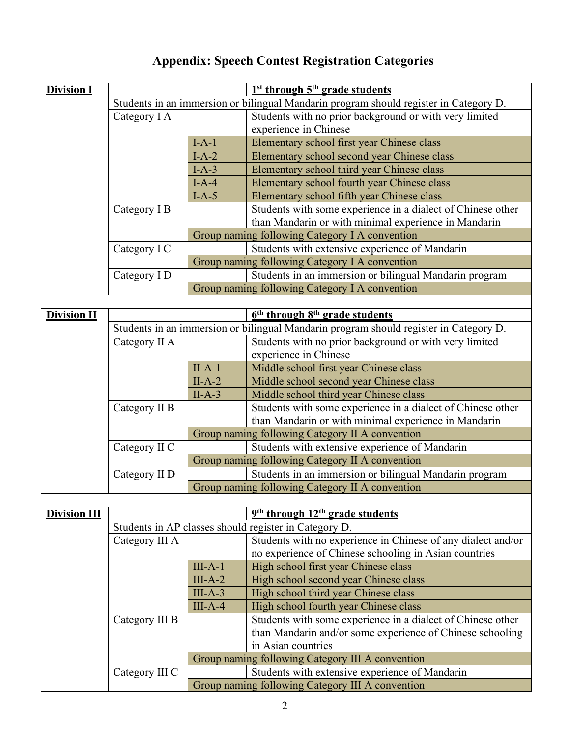# Appendix: Speech Contest Registration Categories

| | | | |
|---|---|---|---|
| **Division I** | | | **1st through 5th grade students** |
| | Students in an immersion or bilingual Mandarin program should register in Category D. | | |
| | Category I A | | Students with no prior background or with very limited experience in Chinese |
| | | I-A-1 | Elementary school first year Chinese class |
| | | I-A-2 | Elementary school second year Chinese class |
| | | I-A-3 | Elementary school third year Chinese class |
| | | I-A-4 | Elementary school fourth year Chinese class |
| | | I-A-5 | Elementary school fifth year Chinese class |
| | Category I B | | Students with some experience in a dialect of Chinese other than Mandarin or with minimal experience in Mandarin |
| | | Group naming following Category I A convention | |
| | Category I C | | Students with extensive experience of Mandarin |
| | | Group naming following Category I A convention | |
| | Category I D | | Students in an immersion or bilingual Mandarin program |
| | | Group naming following Category I A convention | |
| | | | |
| **Division II** | | | **6th through 8th grade students** |
| | Students in an immersion or bilingual Mandarin program should register in Category D. | | |
| | Category II A | | Students with no prior background or with very limited experience in Chinese |
| | | II-A-1 | Middle school first year Chinese class |
| | | II-A-2 | Middle school second year Chinese class |
| | | II-A-3 | Middle school third year Chinese class |
| | Category II B | | Students with some experience in a dialect of Chinese other than Mandarin or with minimal experience in Mandarin |
| | | Group naming following Category II A convention | |
| | Category II C | | Students with extensive experience of Mandarin |
| | | Group naming following Category II A convention | |
| | Category II D | | Students in an immersion or bilingual Mandarin program |
| | | Group naming following Category II A convention | |
| | | | |
| **Division III** | | | **9th through 12th grade students** |
| | Students in AP classes should register in Category D. | | |
| | Category III A | | Students with no experience in Chinese of any dialect and/or no experience of Chinese schooling in Asian countries |
| | | III-A-1 | High school first year Chinese class |
| | | III-A-2 | High school second year Chinese class |
| | | III-A-3 | High school third year Chinese class |
| | | III-A-4 | High school fourth year Chinese class |
| | Category III B | | Students with some experience in a dialect of Chinese other than Mandarin and/or some experience of Chinese schooling in Asian countries |
| | | Group naming following Category III A convention | |
| | Category III C | | Students with extensive experience of Mandarin |
| | | Group naming following Category III A convention | |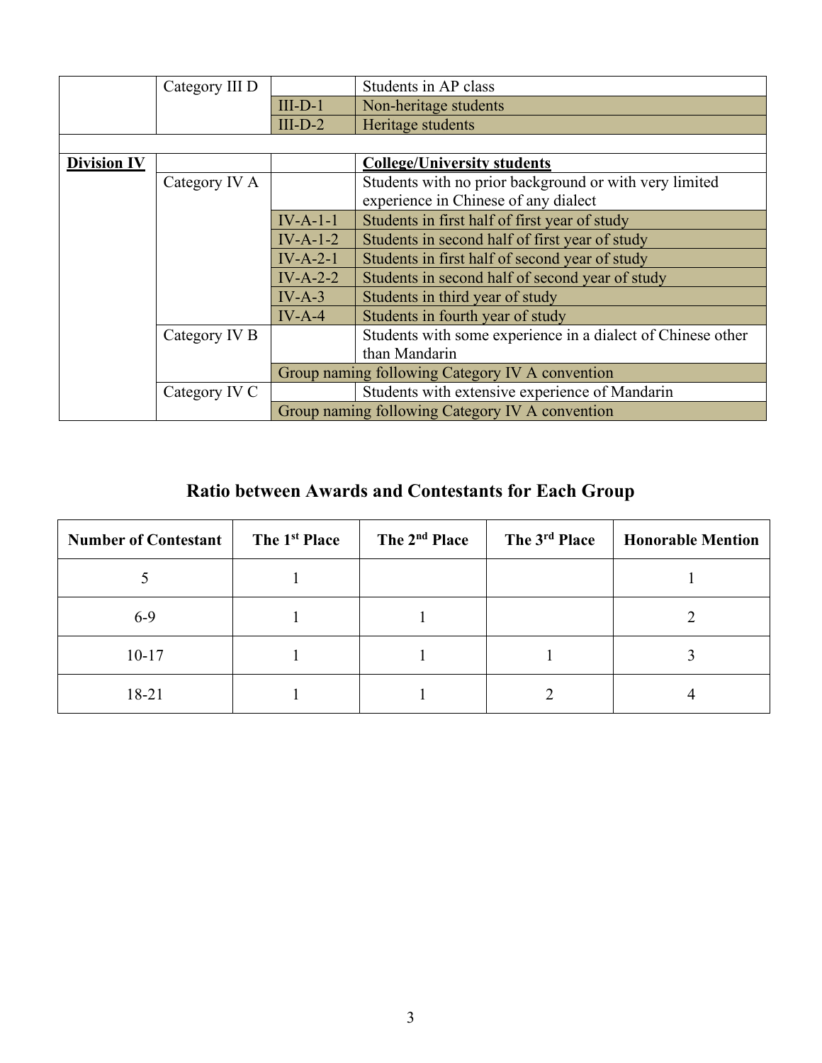| | | | |
|---|---|---|---|
| | Category III D | | Students in AP class |
| | | III-D-1 | Non-heritage students |
| | | III-D-2 | Heritage students |
| | | | |
| **Division IV** | | | **College/University students** |
| | Category IV A | | Students with no prior background or with very limited experience in Chinese of any dialect |
| | | IV-A-1-1 | Students in first half of first year of study |
| | | IV-A-1-2 | Students in second half of first year of study |
| | | IV-A-2-1 | Students in first half of second year of study |
| | | IV-A-2-2 | Students in second half of second year of study |
| | | IV-A-3 | Students in third year of study |
| | | IV-A-4 | Students in fourth year of study |
| | Category IV B | | Students with some experience in a dialect of Chinese other than Mandarin |
| | | Group naming following Category IV A convention | |
| | Category IV C | | Students with extensive experience of Mandarin |
| | | Group naming following Category IV A convention | |

## Ratio between Awards and Contestants for Each Group

| Number of Contestant | The 1st Place | The 2nd Place | The 3rd Place | Honorable Mention |
|---|---|---|---|---|
| 5 | 1 | | | 1 |
| 6-9 | 1 | 1 | | 2 |
| 10-17 | 1 | 1 | 1 | 3 |
| 18-21 | 1 | 1 | 2 | 4 |